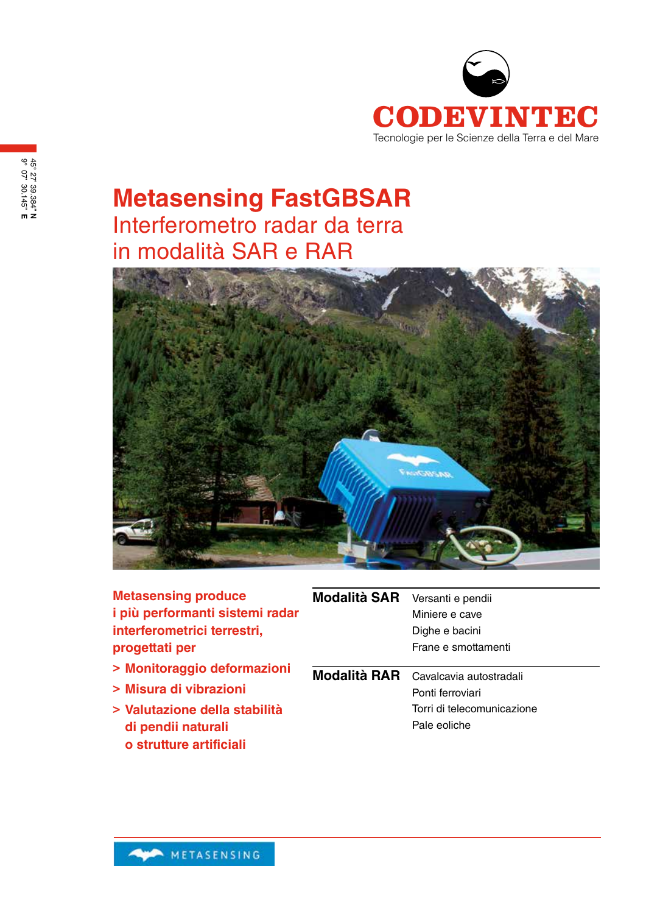CODEVINTEC

Tecnologie per le Scienze della Terra e del Mare

45° 27' 39.384" N
9° 07' 30.145" E

# Metasensing FastGBSAR

## Interferometro radar da terra in modalità SAR e RAR

**Metasensing produce i più performanti sistemi radar interferometrici terrestri, progettati per**

- **Monitoraggio deformazioni**
- **Misura di vibrazioni**
- **Valutazione della stabilità di pendii naturali o strutture artificiali**

| | |
|---|---|
| **Modalità SAR** | Versanti e pendii<br>Miniere e cave<br>Dighe e bacini<br>Frane e smottamenti |
| **Modalità RAR** | Cavalcavia autostradali<br>Ponti ferroviari<br>Torri di telecomunicazione<br>Pale eoliche |

METASENSING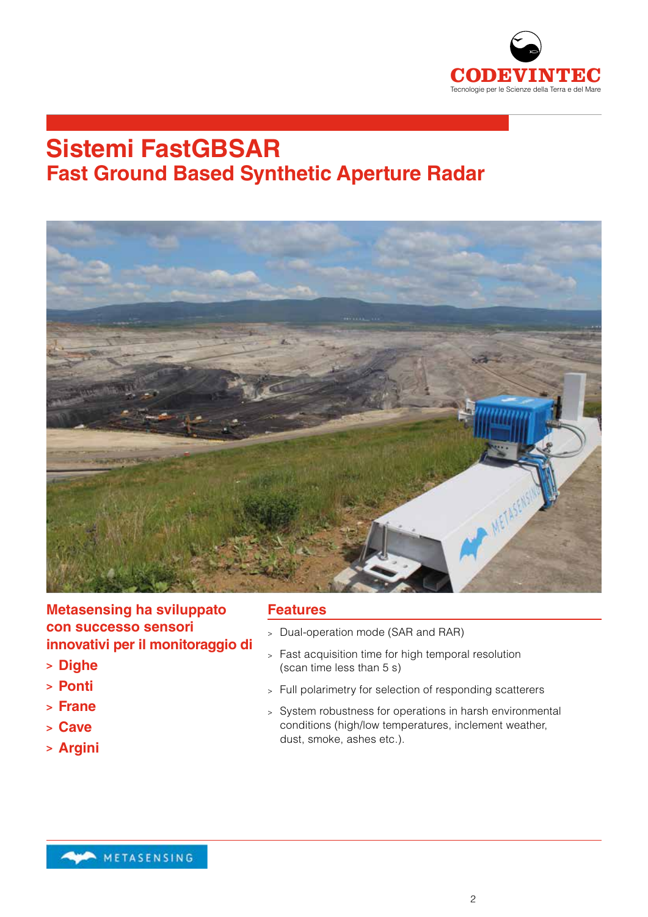# Sistemi FastGBSAR

## Fast Ground Based Synthetic Aperture Radar

**Metasensing ha sviluppato con successo sensori innovativi per il monitoraggio di**

- **Dighe**
- **Ponti**
- **Frane**
- **Cave**
- **Argini**

### Features

- Dual-operation mode (SAR and RAR)
- Fast acquisition time for high temporal resolution (scan time less than 5 s)
- Full polarimetry for selection of responding scatterers
- System robustness for operations in harsh environmental conditions (high/low temperatures, inclement weather, dust, smoke, ashes etc.).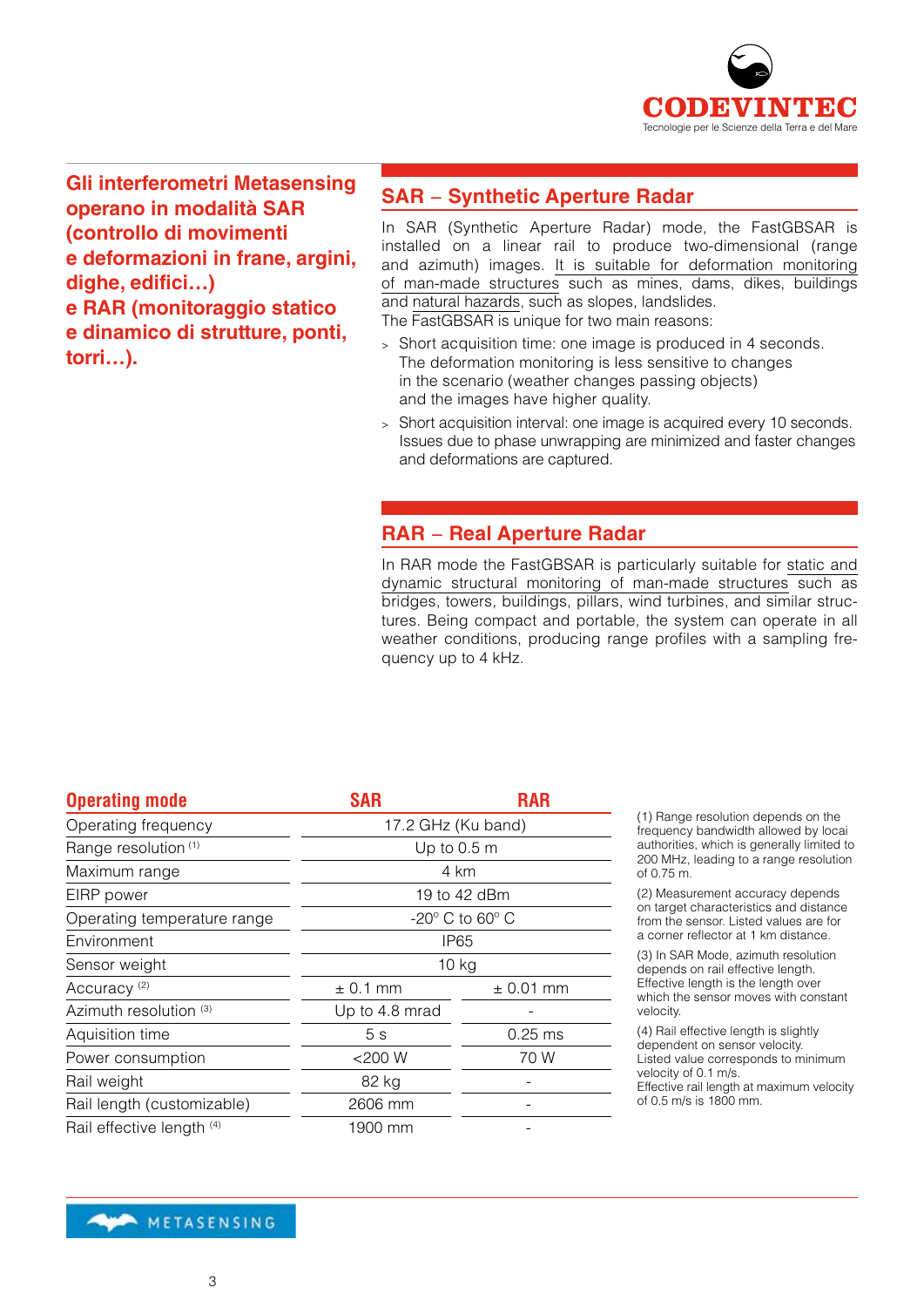**Gli interferometri Metasensing operano in modalità SAR (controllo di movimenti e deformazioni in frane, argini, dighe, edifici…) e RAR (monitoraggio statico e dinamico di strutture, ponti, torri…).**

## SAR – Synthetic Aperture Radar

In SAR (Synthetic Aperture Radar) mode, the FastGBSAR is installed on a linear rail to produce two-dimensional (range and azimuth) images. It is suitable for deformation monitoring of man-made structures such as mines, dams, dikes, buildings and natural hazards, such as slopes, landslides.
The FastGBSAR is unique for two main reasons:

- Short acquisition time: one image is produced in 4 seconds. The deformation monitoring is less sensitive to changes in the scenario (weather changes passing objects) and the images have higher quality.
- Short acquisition interval: one image is acquired every 10 seconds. Issues due to phase unwrapping are minimized and faster changes and deformations are captured.

## RAR – Real Aperture Radar

In RAR mode the FastGBSAR is particularly suitable for static and dynamic structural monitoring of man-made structures such as bridges, towers, buildings, pillars, wind turbines, and similar structures. Being compact and portable, the system can operate in all weather conditions, producing range profiles with a sampling frequency up to 4 kHz.

| Operating mode | SAR | RAR |
|---|---|---|
| Operating frequency | 17.2 GHz (Ku band) | |
| Range resolution [1] | Up to 0.5 m | |
| Maximum range | 4 km | |
| EIRP power | 19 to 42 dBm | |
| Operating temperature range | -20° C to 60° C | |
| Environment | IP65 | |
| Sensor weight | 10 kg | |
| Accuracy [2] | ± 0.1 mm | ± 0.01 mm |
| Azimuth resolution [3] | Up to 4.8 mrad | - |
| Aquisition time | 5 s | 0.25 ms |
| Power consumption | <200 W | 70 W |
| Rail weight | 82 kg | - |
| Rail length (customizable) | 2606 mm | - |
| Rail effective length [4] | 1900 mm | - |

(1) Range resolution depends on the frequency bandwidth allowed by locai authorities, which is generally limited to 200 MHz, leading to a range resolution of 0.75 m.

(2) Measurement accuracy depends on target characteristics and distance from the sensor. Listed values are for a corner reflector at 1 km distance.

(3) In SAR Mode, azimuth resolution depends on rail effective length. Effective length is the length over which the sensor moves with constant velocity.

(4) Rail effective length is slightly dependent on sensor velocity. Listed value corresponds to minimum velocity of 0.1 m/s.
Effective rail length at maximum velocity of 0.5 m/s is 1800 mm.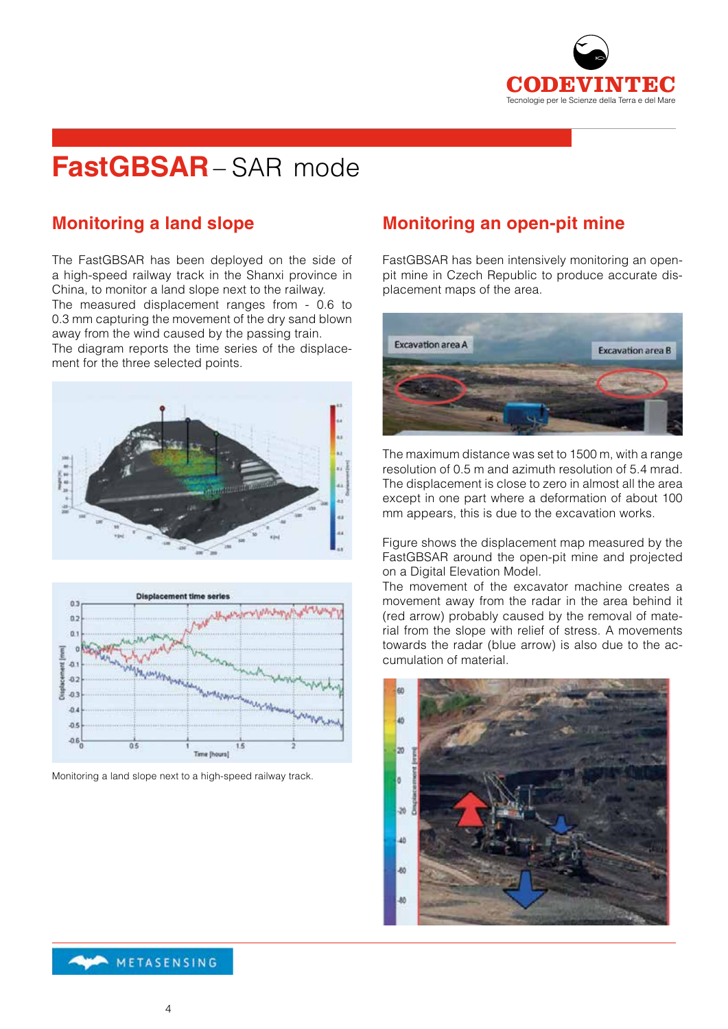# FastGBSAR – SAR mode

## Monitoring a land slope

The FastGBSAR has been deployed on the side of a high-speed railway track in the Shanxi province in China, to monitor a land slope next to the railway. The measured displacement ranges from - 0.6 to 0.3 mm capturing the movement of the dry sand blown away from the wind caused by the passing train. The diagram reports the time series of the displacement for the three selected points.

Monitoring a land slope next to a high-speed railway track.

## Monitoring an open-pit mine

FastGBSAR has been intensively monitoring an open-pit mine in Czech Republic to produce accurate displacement maps of the area.

The maximum distance was set to 1500 m, with a range resolution of 0.5 m and azimuth resolution of 5.4 mrad. The displacement is close to zero in almost all the area except in one part where a deformation of about 100 mm appears, this is due to the excavation works.

Figure shows the displacement map measured by the FastGBSAR around the open-pit mine and projected on a Digital Elevation Model.
The movement of the excavator machine creates a movement away from the radar in the area behind it (red arrow) probably caused by the removal of material from the slope with relief of stress. A movements towards the radar (blue arrow) is also due to the accumulation of material.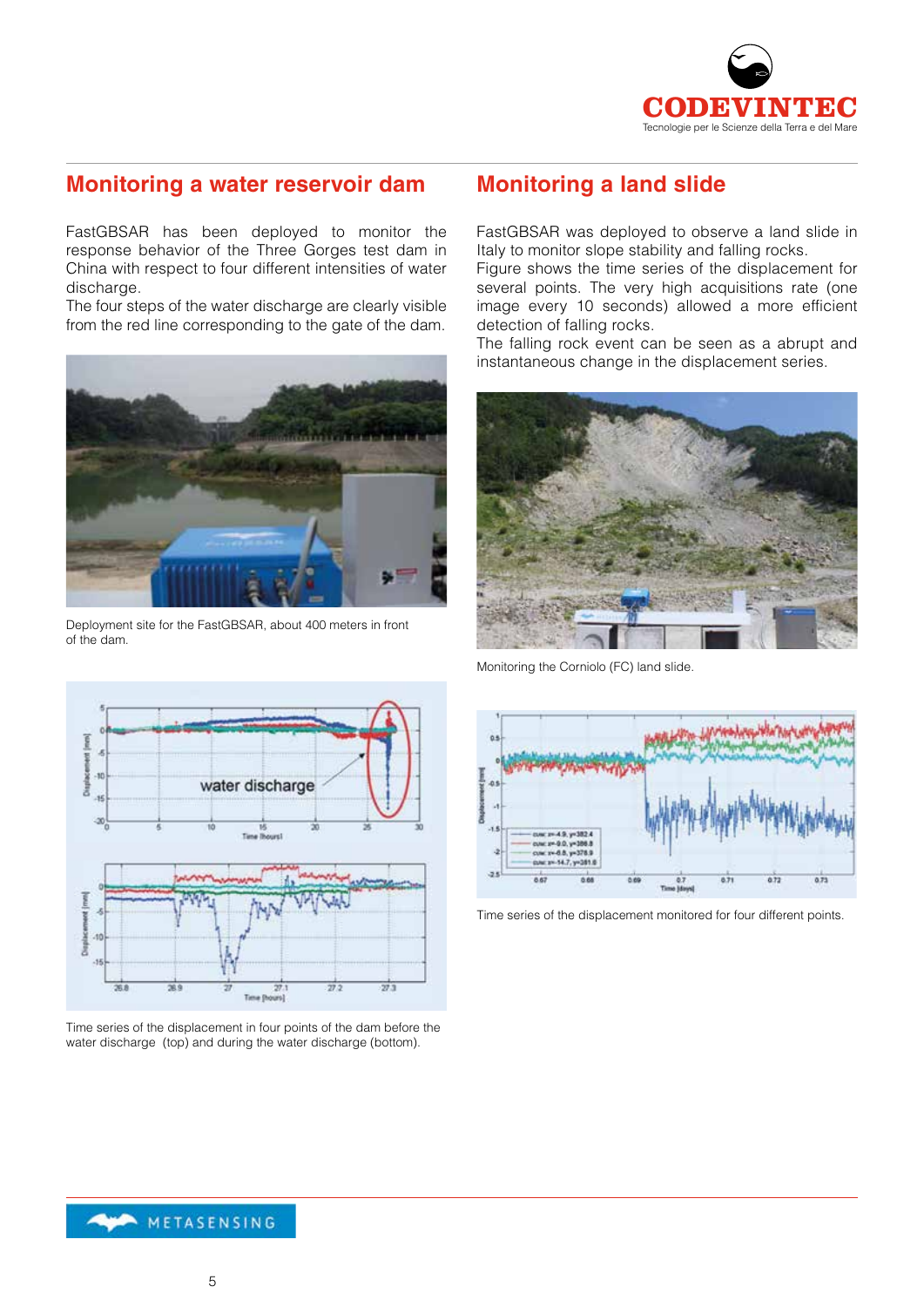## Monitoring a water reservoir dam

FastGBSAR has been deployed to monitor the response behavior of the Three Gorges test dam in China with respect to four different intensities of water discharge.
The four steps of the water discharge are clearly visible from the red line corresponding to the gate of the dam.

Deployment site for the FastGBSAR, about 400 meters in front of the dam.

Time series of the displacement in four points of the dam before the water discharge (top) and during the water discharge (bottom).

## Monitoring a land slide

FastGBSAR was deployed to observe a land slide in Italy to monitor slope stability and falling rocks.
Figure shows the time series of the displacement for several points. The very high acquisitions rate (one image every 10 seconds) allowed a more efficient detection of falling rocks.
The falling rock event can be seen as a abrupt and instantaneous change in the displacement series.

Monitoring the Corniolo (FC) land slide.

Time series of the displacement monitored for four different points.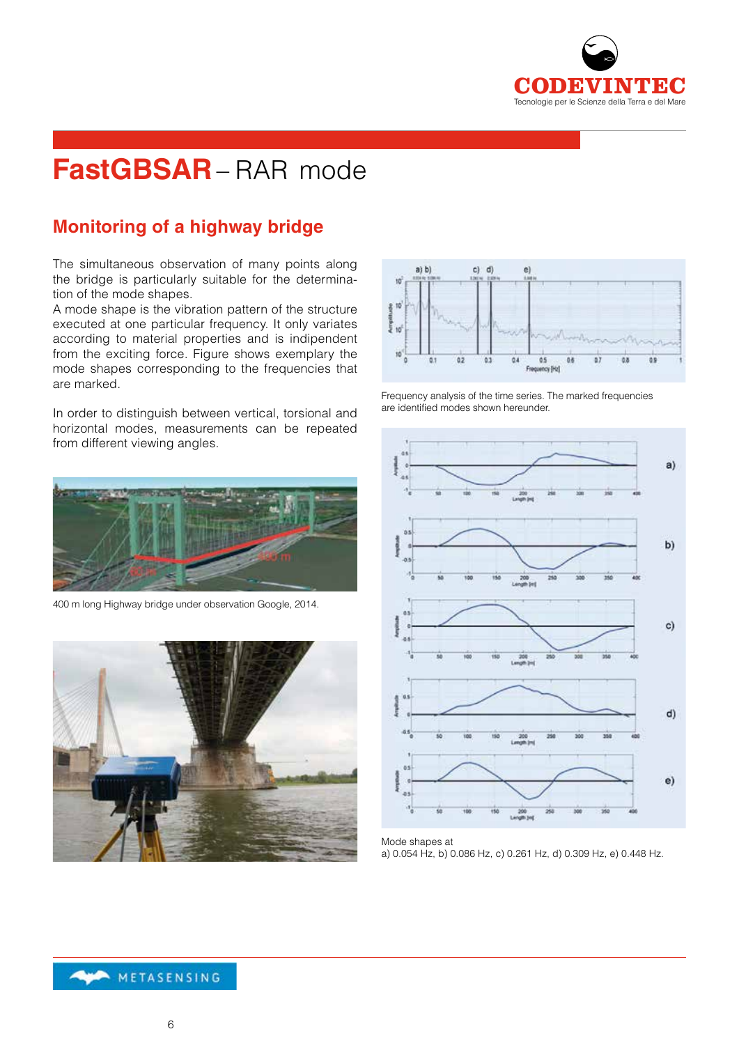# FastGBSAR – RAR mode

## Monitoring of a highway bridge

The simultaneous observation of many points along the bridge is particularly suitable for the determination of the mode shapes.
A mode shape is the vibration pattern of the structure executed at one particular frequency. It only variates according to material properties and is independent from the exciting force. Figure shows exemplary the mode shapes corresponding to the frequencies that are marked.

In order to distinguish between vertical, torsional and horizontal modes, measurements can be repeated from different viewing angles.

400 m long Highway bridge under observation Google, 2014.

Frequency analysis of the time series. The marked frequencies are identified modes shown hereunder.

Mode shapes at
a) 0.054 Hz, b) 0.086 Hz, c) 0.261 Hz, d) 0.309 Hz, e) 0.448 Hz.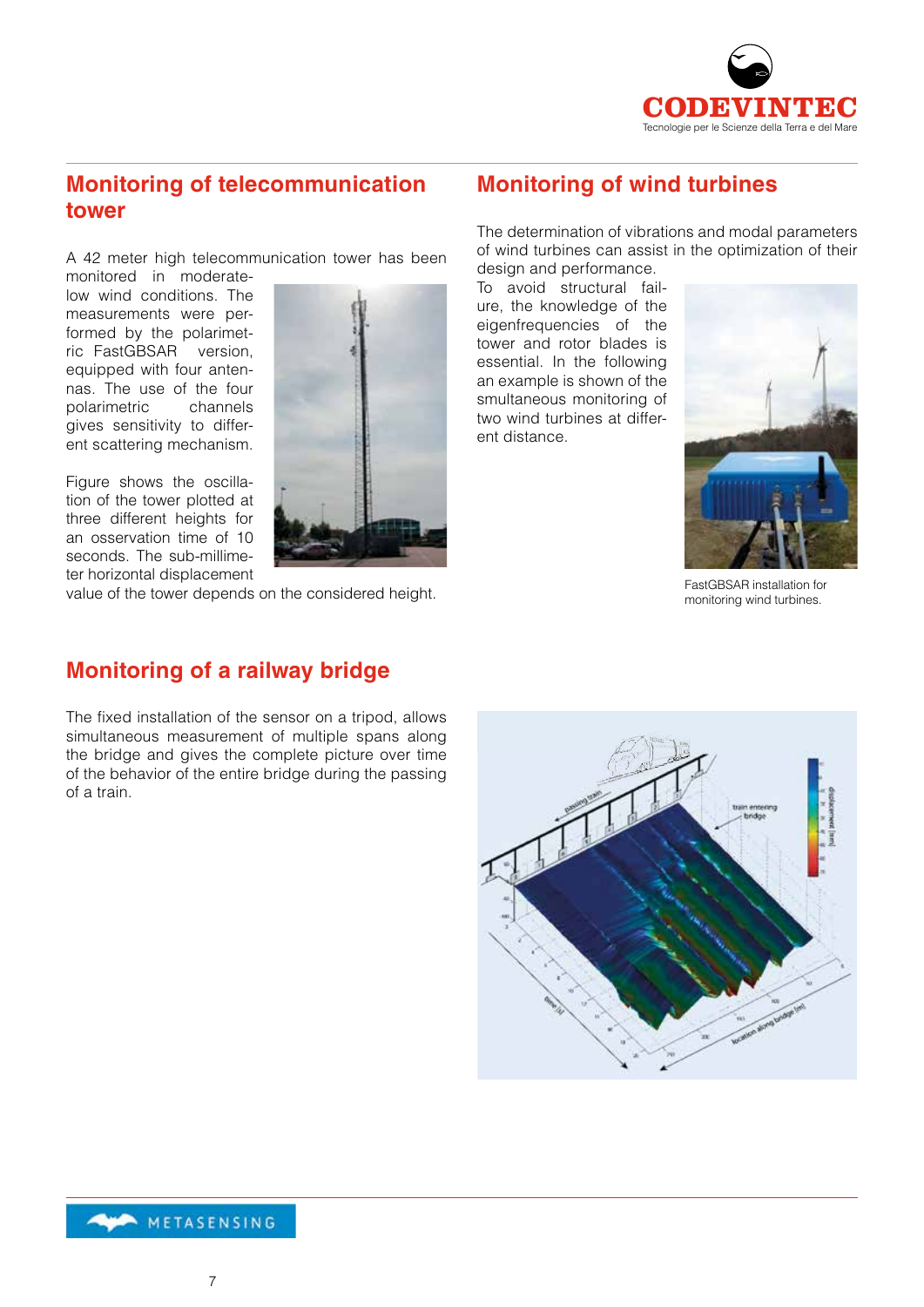## Monitoring of telecommunication tower

A 42 meter high telecommunication tower has been monitored in moderate-low wind conditions. The measurements were performed by the polarimetric FastGBSAR version, equipped with four antennas. The use of the four polarimetric channels gives sensitivity to different scattering mechanism.

Figure shows the oscillation of the tower plotted at three different heights for an osservation time of 10 seconds. The sub-millimeter horizontal displacement value of the tower depends on the considered height.

## Monitoring of wind turbines

The determination of vibrations and modal parameters of wind turbines can assist in the optimization of their design and performance.

To avoid structural failure, the knowledge of the eigenfrequencies of the tower and rotor blades is essential. In the following an example is shown of the smultaneous monitoring of two wind turbines at different distance.

FastGBSAR installation for monitoring wind turbines.

## Monitoring of a railway bridge

The fixed installation of the sensor on a tripod, allows simultaneous measurement of multiple spans along the bridge and gives the complete picture over time of the behavior of the entire bridge during the passing of a train.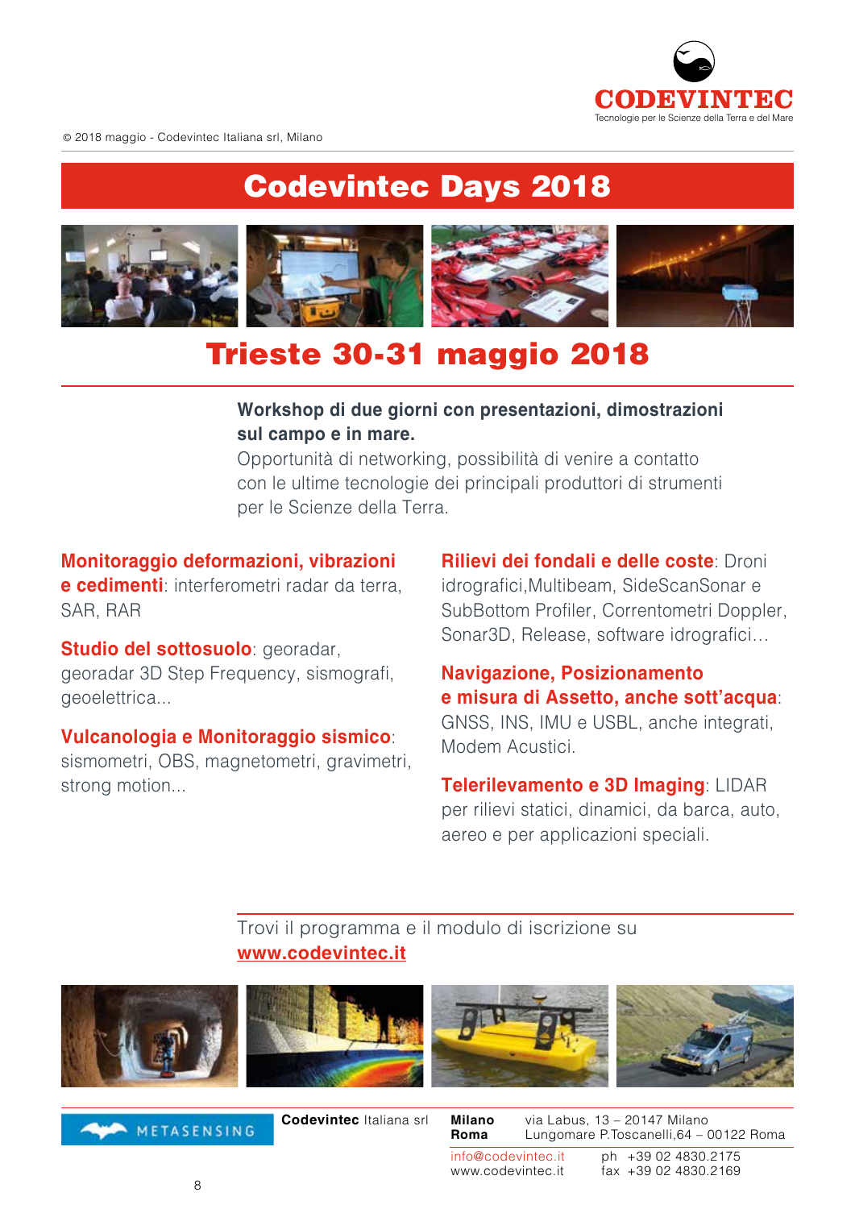CODEVINTEC
Tecnologie per le Scienze della Terra e del Mare

© 2018 maggio - Codevintec Italiana srl, Milano

# Codevintec Days 2018

## Trieste 30-31 maggio 2018

**Workshop di due giorni con presentazioni, dimostrazioni sul campo e in mare.**
Opportunità di networking, possibilità di venire a contatto con le ultime tecnologie dei principali produttori di strumenti per le Scienze della Terra.

**Monitoraggio deformazioni, vibrazioni e cedimenti**: interferometri radar da terra, SAR, RAR

**Studio del sottosuolo**: georadar, georadar 3D Step Frequency, sismografi, geoelettrica...

**Vulcanologia e Monitoraggio sismico**: sismometri, OBS, magnetometri, gravimetri, strong motion...

**Rilievi dei fondali e delle coste**: Droni idrografici,Multibeam, SideScanSonar e SubBottom Profiler, Correntometri Doppler, Sonar3D, Release, software idrografici…

**Navigazione, Posizionamento e misura di Assetto, anche sott'acqua**: GNSS, INS, IMU e USBL, anche integrati, Modem Acustici.

**Telerilevamento e 3D Imaging**: LIDAR per rilievi statici, dinamici, da barca, auto, aereo e per applicazioni speciali.

Trovi il programma e il modulo di iscrizione su **www.codevintec.it**

METASENSING

**Codevintec** Italiana srl

**Milano** via Labus, 13 – 20147 Milano
**Roma** Lungomare P.Toscanelli,64 – 00122 Roma

info@codevintec.it
www.codevintec.it

ph +39 02 4830.2175
fax +39 02 4830.2169